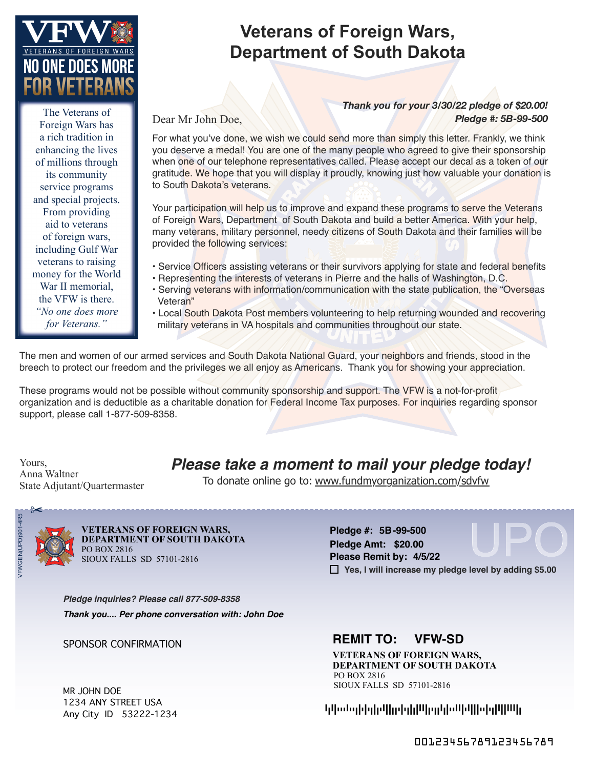**VFW**
VETERANS OF FOREIGN WARS
**NO ONE DOES MORE FOR VETERANS**

The Veterans of Foreign Wars has a rich tradition in enhancing the lives of millions through its community service programs and special projects. From providing aid to veterans of foreign wars, including Gulf War veterans to raising money for the World War II memorial, the VFW is there. *"No one does more for Veterans."*

# Veterans of Foreign Wars, Department of South Dakota

***Thank you for your 3/30/22 pledge of $20.00!***
***Pledge #: 5B-99-500***

Dear Mr John Doe,

For what you've done, we wish we could send more than simply this letter. Frankly, we think you deserve a medal! You are one of the many people who agreed to give their sponsorship when one of our telephone representatives called. Please accept our decal as a token of our gratitude. We hope that you will display it proudly, knowing just how valuable your donation is to South Dakota's veterans.

Your participation will help us to improve and expand these programs to serve the Veterans of Foreign Wars, Department of South Dakota and build a better America. With your help, many veterans, military personnel, needy citizens of South Dakota and their families will be provided the following services:

- Service Officers assisting veterans or their survivors applying for state and federal benefits
- Representing the interests of veterans in Pierre and the halls of Washington, D.C.
- Serving veterans with information/communication with the state publication, the "Overseas Veteran"
- Local South Dakota Post members volunteering to help returning wounded and recovering military veterans in VA hospitals and communities throughout our state.

The men and women of our armed services and South Dakota National Guard, your neighbors and friends, stood in the breech to protect our freedom and the privileges we all enjoy as Americans. Thank you for showing your appreciation.

These programs would not be possible without community sponsorship and support. The VFW is a not-for-profit organization and is deductible as a charitable donation for Federal Income Tax purposes. For inquiries regarding sponsor support, please call 1-877-509-8358.

Yours,
Anna Waltner
State Adjutant/Quartermaster

***Please take a moment to mail your pledge today!***

To donate online go to: www.fundmyorganization.com/sdvfw

---

VFWGEN(UPO)901-4R5

**VETERANS OF FOREIGN WARS,**
**DEPARTMENT OF SOUTH DAKOTA**
PO BOX 2816
SIOUX FALLS SD 57101-2816

**Pledge #: 5B-99-500**
**Pledge Amt: $20.00**
**Please Remit by: 4/5/22**
☐ **Yes, I will increase my pledge level by adding $5.00**

UPO

***Pledge inquiries? Please call 877-509-8358***
***Thank you.... Per phone conversation with: John Doe***

SPONSOR CONFIRMATION

MR JOHN DOE
1234 ANY STREET USA
Any City ID 53222-1234

**REMIT TO: VFW-SD**

**VETERANS OF FOREIGN WARS,**
**DEPARTMENT OF SOUTH DAKOTA**
PO BOX 2816
SIOUX FALLS SD 57101-2816

0012345678912345678​9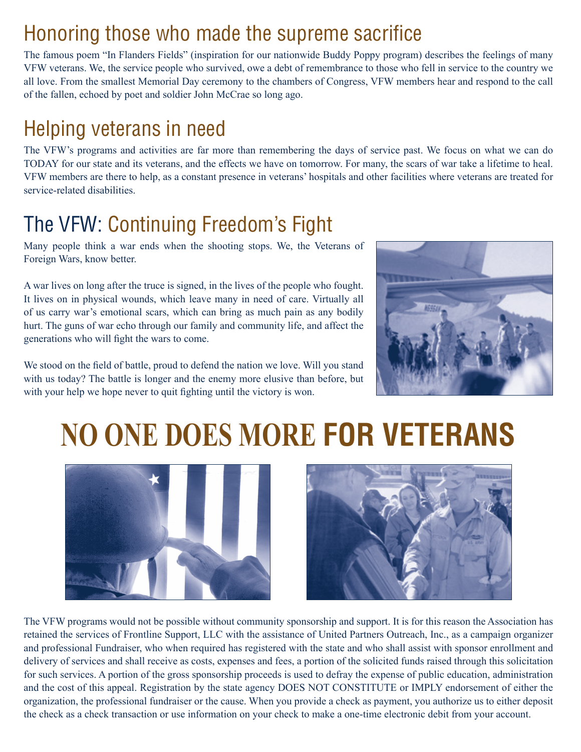## Honoring those who made the supreme sacrifice

The famous poem "In Flanders Fields" (inspiration for our nationwide Buddy Poppy program) describes the feelings of many VFW veterans. We, the service people who survived, owe a debt of remembrance to those who fell in service to the country we all love. From the smallest Memorial Day ceremony to the chambers of Congress, VFW members hear and respond to the call of the fallen, echoed by poet and soldier John McCrae so long ago.

## Helping veterans in need

The VFW's programs and activities are far more than remembering the days of service past. We focus on what we can do TODAY for our state and its veterans, and the effects we have on tomorrow. For many, the scars of war take a lifetime to heal. VFW members are there to help, as a constant presence in veterans' hospitals and other facilities where veterans are treated for service-related disabilities.

## The VFW: Continuing Freedom's Fight

Many people think a war ends when the shooting stops. We, the Veterans of Foreign Wars, know better.

A war lives on long after the truce is signed, in the lives of the people who fought. It lives on in physical wounds, which leave many in need of care. Virtually all of us carry war's emotional scars, which can bring as much pain as any bodily hurt. The guns of war echo through our family and community life, and affect the generations who will fight the wars to come.

We stood on the field of battle, proud to defend the nation we love. Will you stand with us today? The battle is longer and the enemy more elusive than before, but with your help we hope never to quit fighting until the victory is won.

# NO ONE DOES MORE FOR VETERANS

The VFW programs would not be possible without community sponsorship and support. It is for this reason the Association has retained the services of Frontline Support, LLC with the assistance of United Partners Outreach, Inc., as a campaign organizer and professional Fundraiser, who when required has registered with the state and who shall assist with sponsor enrollment and delivery of services and shall receive as costs, expenses and fees, a portion of the solicited funds raised through this solicitation for such services. A portion of the gross sponsorship proceeds is used to defray the expense of public education, administration and the cost of this appeal. Registration by the state agency DOES NOT CONSTITUTE or IMPLY endorsement of either the organization, the professional fundraiser or the cause. When you provide a check as payment, you authorize us to either deposit the check as a check transaction or use information on your check to make a one-time electronic debit from your account.